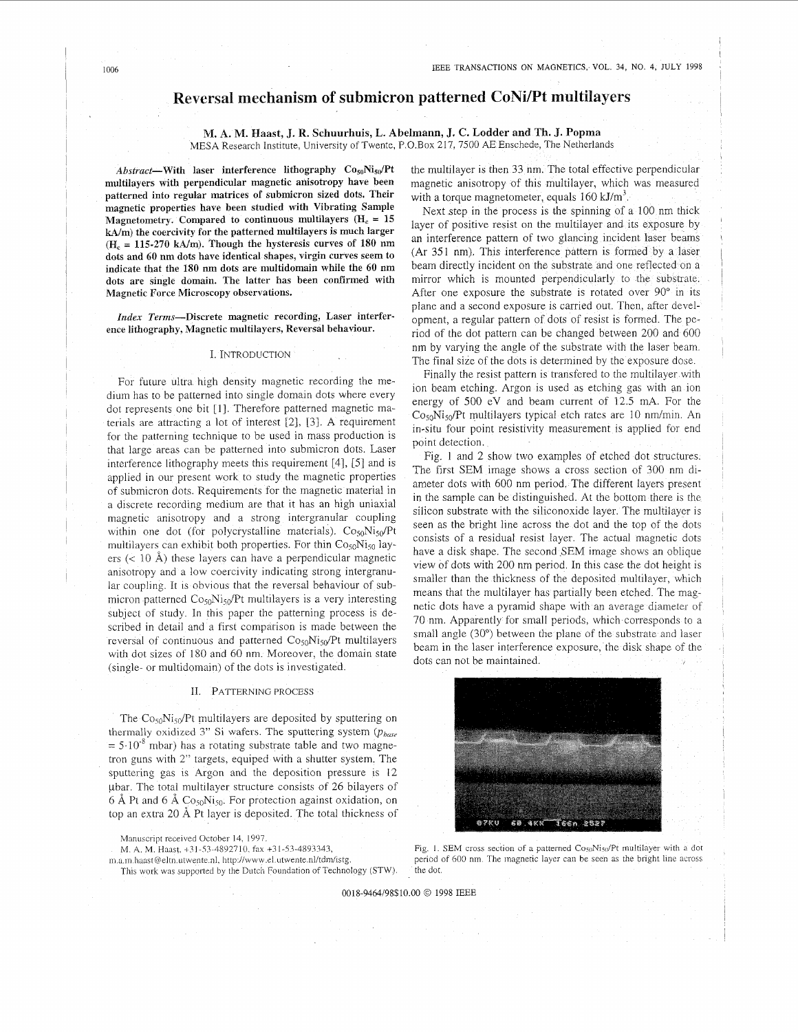# Reversal mechanism of submicron patterned CoNi/Pt multilayers

M. A. M. Haast, J. R. Schuurhuis, L. Abelmann, J. C. Lodder and Th. J. Popma

MESA Research Institute, University of Twente, P.O.Box 217, 7500 AE Enschede, The Netherlands

***Abstract*—With laser interference lithography $Co_{50}Ni_{50}$/Pt multilayers with perpendicular magnetic anisotropy have been patterned into regular matrices of submicron sized dots. Their magnetic properties have been studied with Vibrating Sample Magnetometry. Compared to continuous multilayers ($H_c$ = 15 kA/m) the coercivity for the patterned multilayers is much larger ($H_c$ = 115-270 kA/m). Though the hysteresis curves of 180 nm dots and 60 nm dots have identical shapes, virgin curves seem to indicate that the 180 nm dots are multidomain while the 60 nm dots are single domain. The latter has been confirmed with Magnetic Force Microscopy observations.**

***Index Terms*—Discrete magnetic recording, Laser interference lithography, Magnetic multilayers, Reversal behaviour.**

## I. Introduction

For future ultra high density magnetic recording the medium has to be patterned into single domain dots where every dot represents one bit [1]. Therefore patterned magnetic materials are attracting a lot of interest [2], [3]. A requirement for the patterning technique to be used in mass production is that large areas can be patterned into submicron dots. Laser interference lithography meets this requirement [4], [5] and is applied in our present work to study the magnetic properties of submicron dots. Requirements for the magnetic material in a discrete recording medium are that it has an high uniaxial magnetic anisotropy and a strong intergranular coupling within one dot (for polycrystalline materials). $Co_{50}Ni_{50}$/Pt multilayers can exhibit both properties. For thin $Co_{50}Ni_{50}$ layers (< 10 Å) these layers can have a perpendicular magnetic anisotropy and a low coercivity indicating strong intergranular coupling. It is obvious that the reversal behaviour of submicron patterned $Co_{50}Ni_{50}$/Pt multilayers is a very interesting subject of study. In this paper the patterning process is described in detail and a first comparison is made between the reversal of continuous and patterned $Co_{50}Ni_{50}$/Pt multilayers with dot sizes of 180 and 60 nm. Moreover, the domain state (single- or multidomain) of the dots is investigated.

## II. Patterning Process

The $Co_{50}Ni_{50}$/Pt multilayers are deposited by sputtering on thermally oxidized 3" Si wafers. The sputtering system ($p_{base}$ = $5 \cdot 10^{-8}$ mbar) has a rotating substrate table and two magnetron guns with 2" targets, equiped with a shutter system. The sputtering gas is Argon and the deposition pressure is 12 μbar. The total multilayer structure consists of 26 bilayers of 6 Å Pt and 6 Å $Co_{50}Ni_{50}$. For protection against oxidation, on top an extra 20 Å Pt layer is deposited. The total thickness of the multilayer is then 33 nm. The total effective perpendicular magnetic anisotropy of this multilayer, which was measured with a torque magnetometer, equals 160 kJ/m$^3$.

Next step in the process is the spinning of a 100 nm thick layer of positive resist on the multilayer and its exposure by an interference pattern of two glancing incident laser beams (Ar 351 nm). This interference pattern is formed by a laser beam directly incident on the substrate and one reflected on a mirror which is mounted perpendicularly to the substrate. After one exposure the substrate is rotated over 90° in its plane and a second exposure is carried out. Then, after development, a regular pattern of dots of resist is formed. The period of the dot pattern can be changed between 200 and 600 nm by varying the angle of the substrate with the laser beam. The final size of the dots is determined by the exposure dose.

Finally the resist pattern is transfered to the multilayer with ion beam etching. Argon is used as etching gas with an ion energy of 500 eV and beam current of 12.5 mA. For the $Co_{50}Ni_{50}$/Pt multilayers typical etch rates are 10 nm/min. An in-situ four point resistivity measurement is applied for end point detection.

Fig. 1 and 2 show two examples of etched dot structures. The first SEM image shows a cross section of 300 nm diameter dots with 600 nm period. The different layers present in the sample can be distinguished. At the bottom there is the silicon substrate with the siliconoxide layer. The multilayer is seen as the bright line across the dot and the top of the dots consists of a residual resist layer. The actual magnetic dots have a disk shape. The second SEM image shows an oblique view of dots with 200 nm period. In this case the dot height is smaller than the thickness of the deposited multilayer, which means that the multilayer has partially been etched. The magnetic dots have a pyramid shape with an average diameter of 70 nm. Apparently for small periods, which corresponds to a small angle (30°) between the plane of the substrate and laser beam in the laser interference exposure, the disk shape of the dots can not be maintained.

Fig. 1. SEM cross section of a patterned $Co_{50}Ni_{50}$/Pt multilayer with a dot period of 600 nm. The magnetic layer can be seen as the bright line across the dot.

Manuscript received October 14, 1997.

M. A. M. Haast, +31-53-4892710, fax +31-53-4893343, m.a.m.haast@eltn.utwente.nl, http://www.el.utwente.nl/tdm/istg.

This work was supported by the Dutch Foundation of Technology (STW).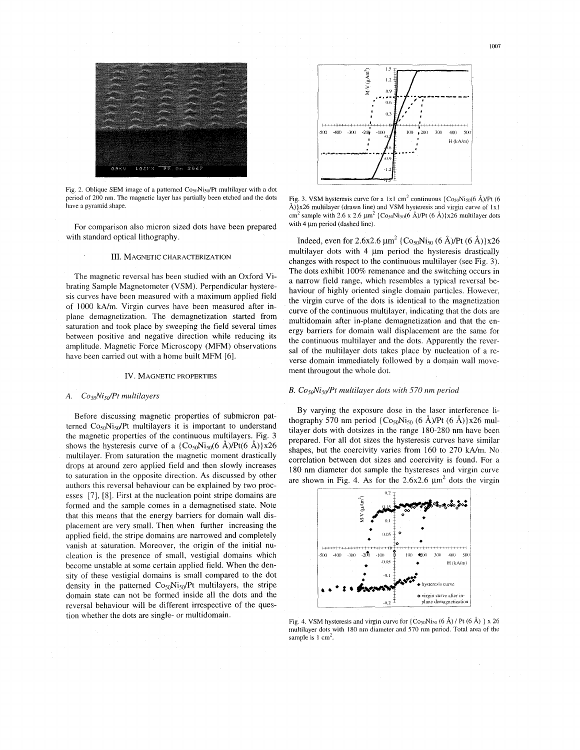Fig. 2. Oblique SEM image of a patterned $Co_{50}Ni_{50}$/Pt multilayer with a dot period of 200 nm. The magnetic layer has partially been etched and the dots have a pyramid shape.

For comparison also micron sized dots have been prepared with standard optical lithography.

## III. Magnetic Characterization

The magnetic reversal has been studied with an Oxford Vibrating Sample Magnetometer (VSM). Perpendicular hysteresis curves have been measured with a maximum applied field of 1000 kA/m. Virgin curves have been measured after in-plane demagnetization. The demagnetization started from saturation and took place by sweeping the field several times between positive and negative direction while reducing its amplitude. Magnetic Force Microscopy (MFM) observations have been carried out with a home built MFM [6].

## IV. Magnetic Properties

### A. $Co_{50}Ni_{50}$/Pt multilayers

Before discussing magnetic properties of submicron patterned $Co_{50}Ni_{50}$/Pt multilayers it is important to understand the magnetic properties of the continuous multilayers. Fig. 3 shows the hysteresis curve of a $\{Co_{50}Ni_{50}(6\ \text{Å})/Pt(6\ \text{Å})\}x26$ multilayer. From saturation the magnetic moment drastically drops at around zero applied field and then slowly increases to saturation in the opposite direction. As discussed by other authors this reversal behaviour can be explained by two processes [7], [8]. First at the nucleation point stripe domains are formed and the sample comes in a demagnetised state. Note that this means that the energy barriers for domain wall displacement are very small. Then when further increasing the applied field, the stripe domains are narrowed and completely vanish at saturation. Moreover, the origin of the initial nucleation is the presence of small, vestigial domains which become unstable at some certain applied field. When the density of these vestigial domains is small compared to the dot density in the patterned $Co_{50}Ni_{50}$/Pt multilayers, the stripe domain state can not be formed inside all the dots and the reversal behaviour will be different irrespective of the question whether the dots are single- or multidomain.

Fig. 3. VSM hysteresis curve for a 1x1 $cm^2$ continuous $\{Co_{50}Ni_{50}(6\ \text{Å})/Pt\ (6\ \text{Å})\}x26$ multilayer (drawn line) and VSM hysteresis and virgin curve of 1x1 $cm^2$ sample with 2.6 x 2.6 $\mu m^2$ $\{Co_{50}Ni_{50}(6\ \text{Å})/Pt\ (6\ \text{Å})\}x26$ multilayer dots with 4 μm period (dashed line).

Indeed, even for 2.6x2.6 $\mu m^2$ $\{Co_{50}Ni_{50}\ (6\ \text{Å})/Pt\ (6\ \text{Å})\}x26$ multilayer dots with 4 μm period the hysteresis drastically changes with respect to the continuous multilayer (see Fig. 3). The dots exhibit 100% remenance and the switching occurs in a narrow field range, which resembles a typical reversal behaviour of highly oriented single domain particles. However, the virgin curve of the dots is identical to the magnetization curve of the continuous multilayer, indicating that the dots are multidomain after in-plane demagnetization and that the energy barriers for domain wall displacement are the same for the continuous multilayer and the dots. Apparently the reversal of the multilayer dots takes place by nucleation of a reverse domain immediately followed by a domain wall movement througout the whole dot.

### B. $Co_{50}Ni_{50}$/Pt multilayer dots with 570 nm period

By varying the exposure dose in the laser interference lithography 570 nm period $\{Co_{50}Ni_{50}\ (6\ \text{Å})/Pt\ (6\ \text{Å})\}x26$ multilayer dots with dotsizes in the range 180-280 nm have been prepared. For all dot sizes the hysteresis curves have similar shapes, but the coercivity varies from 160 to 270 kA/m. No correlation between dot sizes and coercivity is found. For a 180 nm diameter dot sample the hystereses and virgin curve are shown in Fig. 4. As for the 2.6x2.6 $\mu m^2$ dots the virgin

Fig. 4. VSM hysteresis and virgin curve for $\{Co_{50}Ni_{50}\ (6\ \text{Å})\ /\ Pt\ (6\ \text{Å})\}\ x\ 26$ multilayer dots with 180 nm diameter and 570 nm period. Total area of the sample is 1 $cm^2$.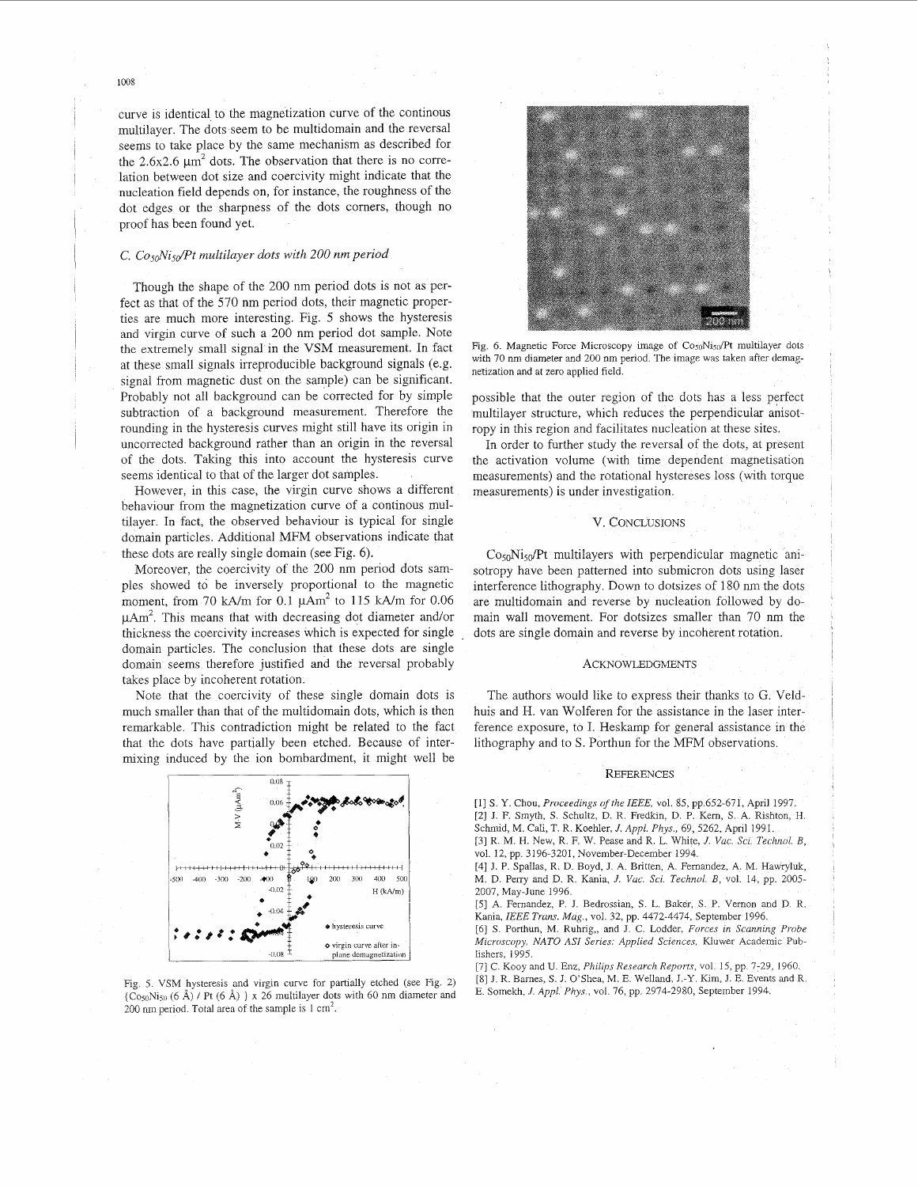curve is identical to the magnetization curve of the continous multilayer. The dots seem to be multidomain and the reversal seems to take place by the same mechanism as described for the 2.6x2.6 $\mu m^2$ dots. The observation that there is no correlation between dot size and coercivity might indicate that the nucleation field depends on, for instance, the roughness of the dot edges or the sharpness of the dots corners, though no proof has been found yet.

### C. $Co_{50}Ni_{50}$/Pt multilayer dots with 200 nm period

Though the shape of the 200 nm period dots is not as perfect as that of the 570 nm period dots, their magnetic properties are much more interesting. Fig. 5 shows the hysteresis and virgin curve of such a 200 nm period dot sample. Note the extremely small signal in the VSM measurement. In fact at these small signals irreproducible background signals (e.g. signal from magnetic dust on the sample) can be significant. Probably not all background can be corrected for by simple subtraction of a background measurement. Therefore the rounding in the hysteresis curves might still have its origin in uncorrected background rather than an origin in the reversal of the dots. Taking this into account the hysteresis curve seems identical to that of the larger dot samples.

However, in this case, the virgin curve shows a different behaviour from the magnetization curve of a continous multilayer. In fact, the observed behaviour is typical for single domain particles. Additional MFM observations indicate that these dots are really single domain (see Fig. 6).

Moreover, the coercivity of the 200 nm period dots samples showed to be inversely proportional to the magnetic moment, from 70 kA/m for 0.1 $\mu Am^2$ to 115 kA/m for 0.06 $\mu Am^2$. This means that with decreasing dot diameter and/or thickness the coercivity increases which is expected for single domain particles. The conclusion that these dots are single domain seems therefore justified and the reversal probably takes place by incoherent rotation.

Note that the coercivity of these single domain dots is much smaller than that of the multidomain dots, which is then remarkable. This contradiction might be related to the fact that the dots have partially been etched. Because of intermixing induced by the ion bombardment, it might well be possible that the outer region of the dots has a less perfect multilayer structure, which reduces the perpendicular anisotropy in this region and facilitates nucleation at these sites.

In order to further study the reversal of the dots, at present the activation volume (with time dependent magnetisation measurements) and the rotational hystereses loss (with torque measurements) is under investigation.

M·V (μAm²)
0.08
0.06
0.02
-0.02
-0.04
-0.08
-500 -400 -300 -200 100 200 300 400 500
H (kA/m)
◆ hysteresis curve
◇ virgin curve after in-plane demagnetization

Fig. 5. VSM hysteresis and virgin curve for partially etched (see Fig. 2) {$Co_{50}Ni_{50}$ (6 Å) / Pt (6 Å) } x 26 multilayer dots with 60 nm diameter and 200 nm period. Total area of the sample is 1 $cm^2$.

200 nm

Fig. 6. Magnetic Force Microscopy image of $Co_{50}Ni_{50}$/Pt multilayer dots with 70 nm diameter and 200 nm period. The image was taken after demagnetization and at zero applied field.

## V. Conclusions

$Co_{50}Ni_{50}$/Pt multilayers with perpendicular magnetic anisotropy have been patterned into submicron dots using laser interference lithography. Down to dotsizes of 180 nm the dots are multidomain and reverse by nucleation followed by domain wall movement. For dotsizes smaller than 70 nm the dots are single domain and reverse by incoherent rotation.

## Acknowledgments

The authors would like to express their thanks to G. Veldhuis and H. van Wolferen for the assistance in the laser interference exposure, to I. Heskamp for general assistance in the lithography and to S. Porthun for the MFM observations.

## References

[1] S. Y. Chou, *Proceedings of the IEEE*, vol. 85, pp.652-671, April 1997.
[2] J. F. Smyth, S. Schultz, D. R. Fredkin, D. P. Kern, S. A. Rishton, H. Schmid, M. Cali, T. R. Koehler, *J. Appl. Phys.*, 69, 5262, April 1991.
[3] R. M. H. New, R. F. W. Pease and R. L. White, *J. Vac. Sci. Technol. B*, vol. 12, pp. 3196-3201, November-December 1994.
[4] J. P. Spallas, R. D. Boyd, J. A. Britten, A. Fernandez, A. M. Hawryluk, M. D. Perry and D. R. Kania, *J. Vac. Sci. Technol. B*, vol. 14, pp. 2005-2007, May-June 1996.
[5] A. Fernandez, P. J. Bedrossian, S. L. Baker, S. P. Vernon and D. R. Kania, *IEEE Trans. Mag.*, vol. 32, pp. 4472-4474, September 1996.
[6] S. Porthun, M. Ruhrig,, and J. C. Lodder, *Forces in Scanning Probe Microscopy, NATO ASI Series: Applied Sciences*, Kluwer Academic Publishers, 1995.
[7] C. Kooy and U. Enz, *Philips Research Reports*, vol. 15, pp. 7-29, 1960.
[8] J. R. Barnes, S. J. O'Shea, M. E. Welland, J.-Y. Kim, J. E. Events and R. E. Somekh, *J. Appl. Phys.*, vol. 76, pp. 2974-2980, September 1994.